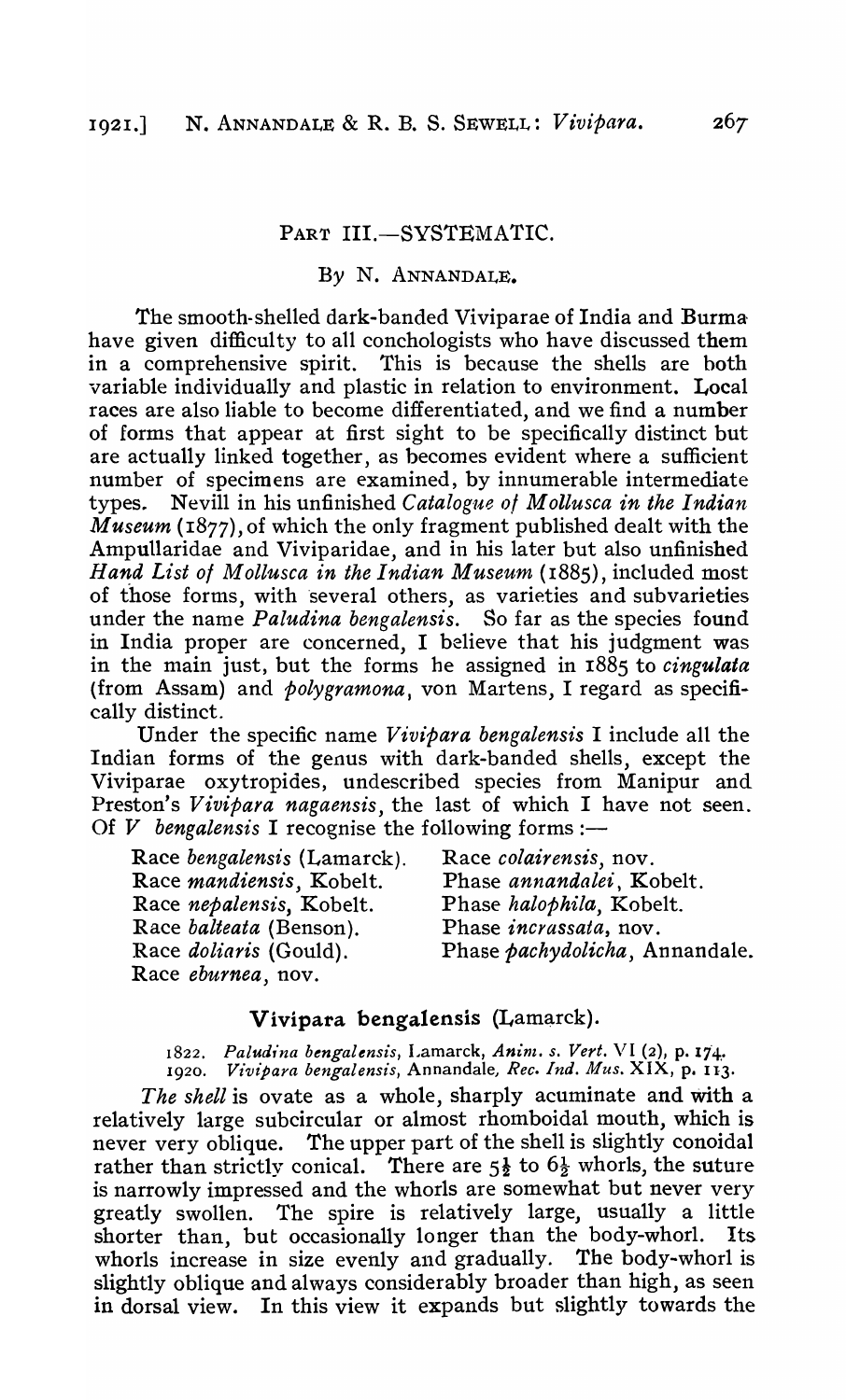## PART III.—SYSTEMATIC.

By N. ANNANDALE.

The smooth-shelled dark-banded Viviparae of India and Burma have given difficulty to all conchologists who have discussed them in a comprehensive spirit. This is because the shells are both variable individually and plastic in relation to environment. Local races are also liable to become differentiated, and we find a number of forms that appear at first sight to be specifically distinct but are actually linked together, as becomes evident where a sufficient number of specimens are examined, by innumerable intermediate types. Nevill in his unfinished *Catalogue of Mollusca in the Indian Museum* (1877), of which the only fragment published dealt with the Ampullaridae and Viviparidae, and in his later but also unfinished *Hand List of Mollusca in the Indian Museum* (1885), included most of those forms, with several others, as varieties and subvarieties under the name *Paludina bengalensis*. So far as the species found in India proper are concerned, I believe that his judgment was in the main just, but the forms he assigned in 1885 to *cingulata* (from Assam) and *polygramona*, von Martens, I regard as specifically distinct.

Under the specific name *Vivipara bengalensis* I include all the Indian forms of the genus with dark-banded shells, except the Viviparae oxytropides, undescribed species from Manipur and Preston's *Vivipara nagaensis*, the last of which I have not seen. Of *V bengalensis* I recognise the following forms :—

| | |
|---|---|
| Race *bengalensis* (Lamarck). | Race *colairensis*, nov. |
| Race *mandiensis*, Kobelt. | Phase *annandalei*, Kobelt. |
| Race *nepalensis*, Kobelt. | Phase *halophila*, Kobelt. |
| Race *balteata* (Benson). | Phase *incrassata*, nov. |
| Race *doliaris* (Gould). | Phase *pachydolicha*, Annandale. |
| Race *eburnea*, nov. | |

### Vivipara bengalensis (Lamarck).

1822. *Paludina bengalensis*, Lamarck, *Anim. s. Vert.* VI (2), p. 174.
1920. *Vivipara bengalensis*, Annandale, *Rec. Ind. Mus.* XIX, p. 113.

*The shell* is ovate as a whole, sharply acuminate and with a relatively large subcircular or almost rhomboidal mouth, which is never very oblique. The upper part of the shell is slightly conoidal rather than strictly conical. There are 5½ to 6½ whorls, the suture is narrowly impressed and the whorls are somewhat but never very greatly swollen. The spire is relatively large, usually a little shorter than, but occasionally longer than the body-whorl. Its whorls increase in size evenly and gradually. The body-whorl is slightly oblique and always considerably broader than high, as seen in dorsal view. In this view it expands but slightly towards the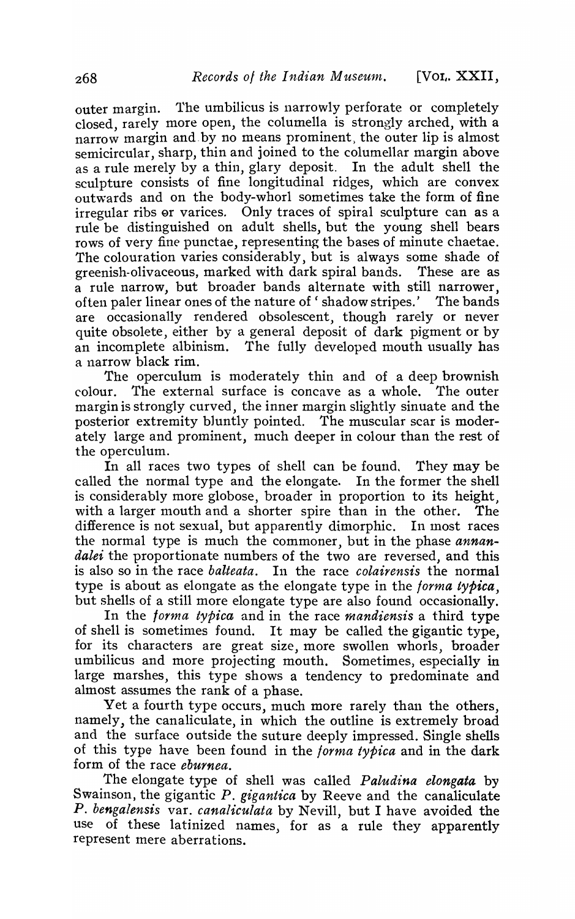outer margin. The umbilicus is narrowly perforate or completely closed, rarely more open, the columella is strongly arched, with a narrow margin and by no means prominent, the outer lip is almost semicircular, sharp, thin and joined to the columellar margin above as a rule merely by a thin, glary deposit. In the adult shell the sculpture consists of fine longitudinal ridges, which are convex outwards and on the body-whorl sometimes take the form of fine irregular ribs or varices. Only traces of spiral sculpture can as a rule be distinguished on adult shells, but the young shell bears rows of very fine punctae, representing the bases of minute chaetae. The colouration varies considerably, but is always some shade of greenish-olivaceous, marked with dark spiral bands. These are as a rule narrow, but broader bands alternate with still narrower, often paler linear ones of the nature of 'shadow stripes.' The bands are occasionally rendered obsolescent, though rarely or never quite obsolete, either by a general deposit of dark pigment or by an incomplete albinism. The fully developed mouth usually has a narrow black rim.

The operculum is moderately thin and of a deep brownish colour. The external surface is concave as a whole. The outer margin is strongly curved, the inner margin slightly sinuate and the posterior extremity bluntly pointed. The muscular scar is moderately large and prominent, much deeper in colour than the rest of the operculum.

In all races two types of shell can be found. They may be called the normal type and the elongate. In the former the shell is considerably more globose, broader in proportion to its height, with a larger mouth and a shorter spire than in the other. The difference is not sexual, but apparently dimorphic. In most races the normal type is much the commoner, but in the phase *annandalei* the proportionate numbers of the two are reversed, and this is also so in the race *balteata*. In the race *colairensis* the normal type is about as elongate as the elongate type in the *forma typica*, but shells of a still more elongate type are also found occasionally.

In the *forma typica* and in the race *mandiensis* a third type of shell is sometimes found. It may be called the gigantic type, for its characters are great size, more swollen whorls, broader umbilicus and more projecting mouth. Sometimes, especially in large marshes, this type shows a tendency to predominate and almost assumes the rank of a phase.

Yet a fourth type occurs, much more rarely than the others, namely, the canaliculate, in which the outline is extremely broad and the surface outside the suture deeply impressed. Single shells of this type have been found in the *forma typica* and in the dark form of the race *eburnea*.

The elongate type of shell was called *Paludina elongata* by Swainson, the gigantic *P. gigantica* by Reeve and the canaliculate *P. bengalensis* var. *canaliculata* by Nevill, but I have avoided the use of these latinized names, for as a rule they apparently represent mere aberrations.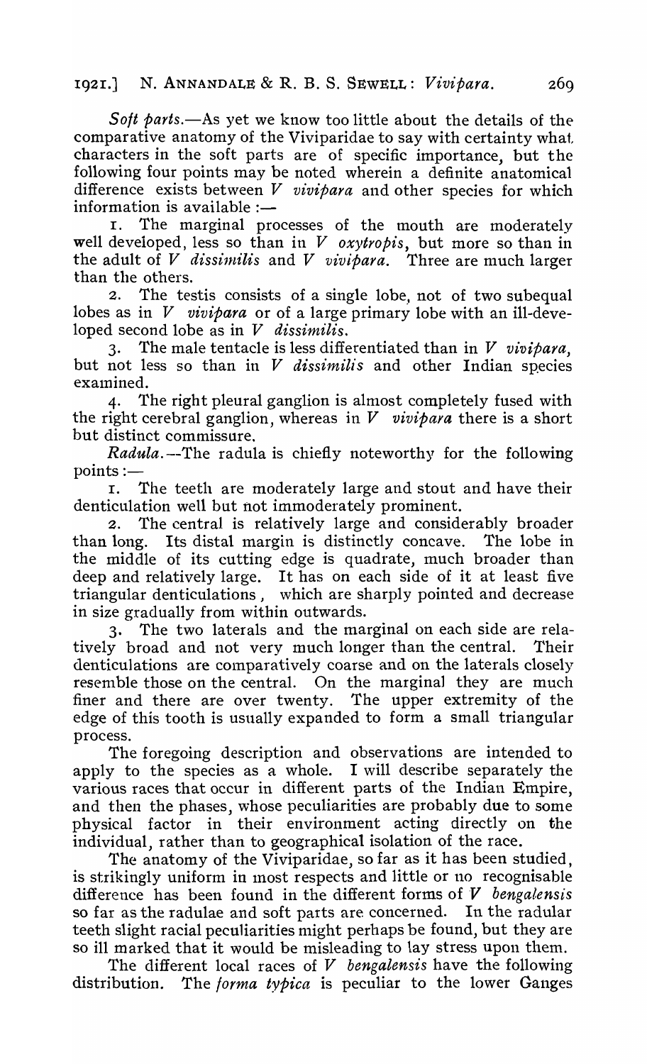*Soft parts.*—As yet we know too little about the details of the comparative anatomy of the Viviparidae to say with certainty what characters in the soft parts are of specific importance, but the following four points may be noted wherein a definite anatomical difference exists between *V vivipara* and other species for which information is available :—

1. The marginal processes of the mouth are moderately well developed, less so than in *V oxytropis*, but more so than in the adult of *V dissimilis* and *V vivipara*. Three are much larger than the others.

2. The testis consists of a single lobe, not of two subequal lobes as in *V vivipara* or of a large primary lobe with an ill-developed second lobe as in *V dissimilis*.

3. The male tentacle is less differentiated than in *V vivipara*, but not less so than in *V dissimilis* and other Indian species examined.

4. The right pleural ganglion is almost completely fused with the right cerebral ganglion, whereas in *V vivipara* there is a short but distinct commissure.

*Radula.*—The radula is chiefly noteworthy for the following points :—

1. The teeth are moderately large and stout and have their denticulation well but not immoderately prominent.

2. The central is relatively large and considerably broader than long. Its distal margin is distinctly concave. The lobe in the middle of its cutting edge is quadrate, much broader than deep and relatively large. It has on each side of it at least five triangular denticulations, which are sharply pointed and decrease in size gradually from within outwards.

3. The two laterals and the marginal on each side are relatively broad and not very much longer than the central. Their denticulations are comparatively coarse and on the laterals closely resemble those on the central. On the marginal they are much finer and there are over twenty. The upper extremity of the edge of this tooth is usually expanded to form a small triangular process.

The foregoing description and observations are intended to apply to the species as a whole. I will describe separately the various races that occur in different parts of the Indian Empire, and then the phases, whose peculiarities are probably due to some physical factor in their environment acting directly on the individual, rather than to geographical isolation of the race.

The anatomy of the Viviparidae, so far as it has been studied, is strikingly uniform in most respects and little or no recognisable difference has been found in the different forms of *V bengalensis* so far as the radulae and soft parts are concerned. In the radular teeth slight racial peculiarities might perhaps be found, but they are so ill marked that it would be misleading to lay stress upon them.

The different local races of *V bengalensis* have the following distribution. The *forma typica* is peculiar to the lower Ganges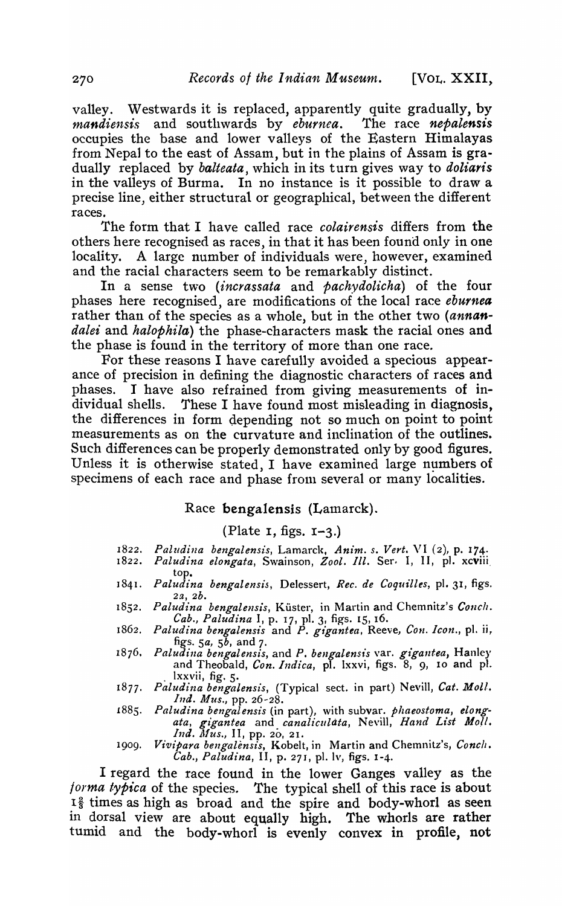valley. Westwards it is replaced, apparently quite gradually, by *mandiensis* and southwards by *eburnea*. The race *nepalensis* occupies the base and lower valleys of the Eastern Himalayas from Nepal to the east of Assam, but in the plains of Assam is gradually replaced by *balteata*, which in its turn gives way to *doliaris* in the valleys of Burma. In no instance is it possible to draw a precise line, either structural or geographical, between the different races.

The form that I have called race *colairensis* differs from the others here recognised as races, in that it has been found only in one locality. A large number of individuals were, however, examined and the racial characters seem to be remarkably distinct.

In a sense two (*incrassata* and *pachydolicha*) of the four phases here recognised, are modifications of the local race *eburnea* rather than of the species as a whole, but in the other two (*annandalei* and *halophila*) the phase-characters mask the racial ones and the phase is found in the territory of more than one race.

For these reasons I have carefully avoided a specious appearance of precision in defining the diagnostic characters of races and phases. I have also refrained from giving measurements of individual shells. These I have found most misleading in diagnosis, the differences in form depending not so much on point to point measurements as on the curvature and inclination of the outlines. Such differences can be properly demonstrated only by good figures. Unless it is otherwise stated, I have examined large numbers of specimens of each race and phase from several or many localities.

### Race **bengalensis** (Lamarck).

(Plate 1, figs. 1-3.)

1822. *Paludina bengalensis*, Lamarck, *Anim. s. Vert.* VI (2), p. 174.
1822. *Paludina elongata*, Swainson, *Zool. Ill.* Ser. I, II, pl. xcviii top.
1841. *Paludina bengalensis*, Delessert, *Rec. de Coquilles*, pl. 31, figs. 2a, 2b.
1852. *Paludina bengalensis*, Küster, in Martin and Chemnitz's *Conch. Cab., Paludina* I, p. 17, pl. 3, figs. 15, 16.
1862. *Paludina bengalensis* and *P. gigantea*, Reeve, *Con. Icon.*, pl. ii, figs. 5a, 5b, and 7.
1876. *Paludina bengalensis*, and *P. bengalensis* var. *gigantea*, Hanley and Theobald, *Con. Indica*, pl. lxxvi, figs. 8, 9, 10 and pl. lxxvii, fig. 5.
1877. *Paludina bengalensis*, (Typical sect. in part) Nevill, *Cat. Moll. Ind. Mus.*, pp. 26-28.
1885. *Paludina bengalensis* (in part), with subvar. *phaeostoma*, *elongata*, *gigantea* and *canaliculata*, Nevill, *Hand List Moll. Ind. Mus.*, II, pp. 20, 21.
1909. *Vivipara bengalensis*, Kobelt, in Martin and Chemnitz's, *Conch. Cab., Paludina*, II, p. 271, pl. lv, figs. 1-4.

I regard the race found in the lower Ganges valley as the *forma typica* of the species. The typical shell of this race is about 1⅝ times as high as broad and the spire and body-whorl as seen in dorsal view are about equally high. The whorls are rather tumid and the body-whorl is evenly convex in profile, not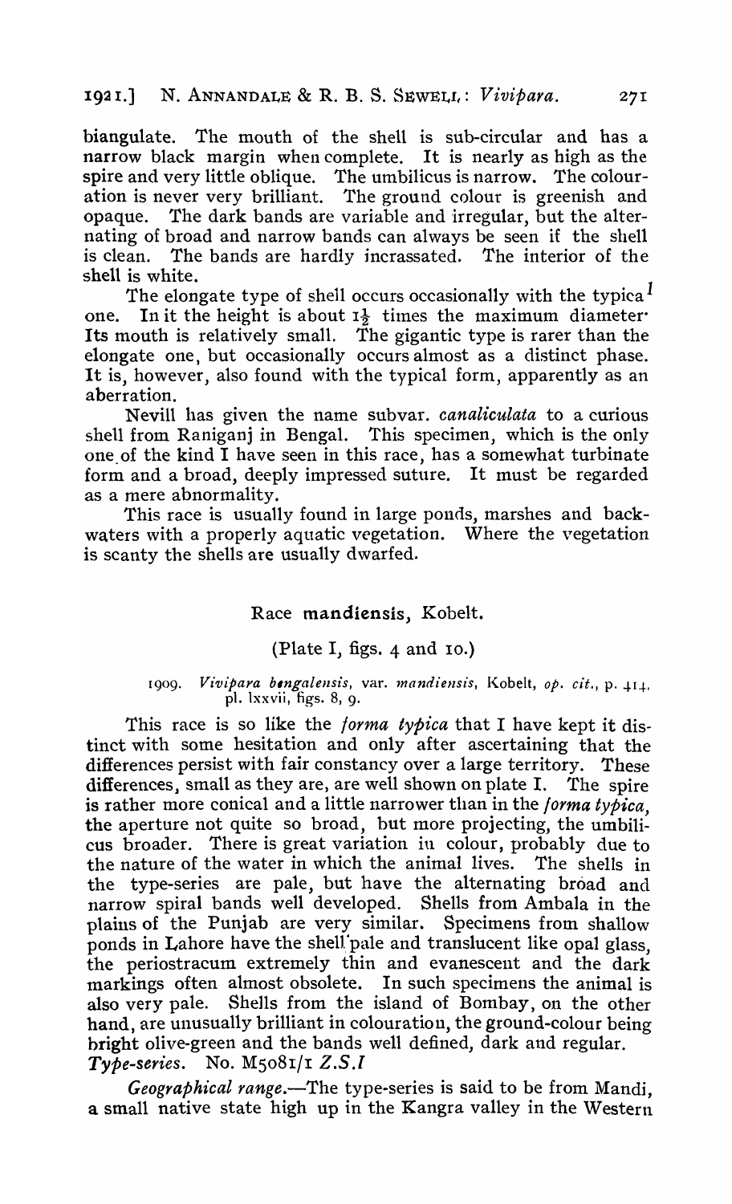biangulate. The mouth of the shell is sub-circular and has a narrow black margin when complete. It is nearly as high as the spire and very little oblique. The umbilicus is narrow. The colouration is never very brilliant. The ground colour is greenish and opaque. The dark bands are variable and irregular, but the alternating of broad and narrow bands can always be seen if the shell is clean. The bands are hardly incrassated. The interior of the shell is white.

The elongate type of shell occurs occasionally with the typical[1] one. In it the height is about $1\frac{1}{2}$ times the maximum diameter. Its mouth is relatively small. The gigantic type is rarer than the elongate one, but occasionally occurs almost as a distinct phase. It is, however, also found with the typical form, apparently as an aberration.

Nevill has given the name subvar. *canaliculata* to a curious shell from Raniganj in Bengal. This specimen, which is the only one of the kind I have seen in this race, has a somewhat turbinate form and a broad, deeply impressed suture. It must be regarded as a mere abnormality.

This race is usually found in large ponds, marshes and backwaters with a properly aquatic vegetation. Where the vegetation is scanty the shells are usually dwarfed.

### Race **mandiensis**, Kobelt.

(Plate I, figs. 4 and 10.)

1909. *Vivipara bengalensis*, var. *mandiensis*, Kobelt, *op. cit.*, p. 414, pl. lxxvii, figs. 8, 9.

This race is so like the *forma typica* that I have kept it distinct with some hesitation and only after ascertaining that the differences persist with fair constancy over a large territory. These differences, small as they are, are well shown on plate I. The spire is rather more conical and a little narrower than in the *forma typica*, the aperture not quite so broad, but more projecting, the umbilicus broader. There is great variation in colour, probably due to the nature of the water in which the animal lives. The shells in the type-series are pale, but have the alternating broad and narrow spiral bands well developed. Shells from Ambala in the plains of the Punjab are very similar. Specimens from shallow ponds in Lahore have the shell pale and translucent like opal glass, the periostracum extremely thin and evanescent and the dark markings often almost obsolete. In such specimens the animal is also very pale. Shells from the island of Bombay, on the other hand, are unusually brilliant in colouration, the ground-colour being bright olive-green and the bands well defined, dark and regular.

*Type-series.* No. M5081/1 *Z.S.I*

*Geographical range.*—The type-series is said to be from Mandi, a small native state high up in the Kangra valley in the Western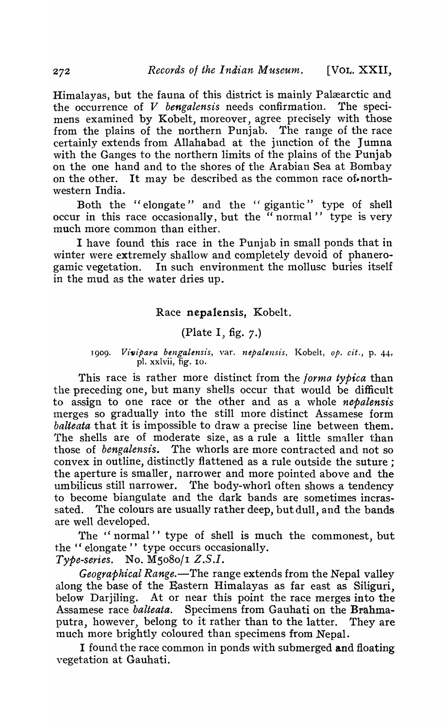Himalayas, but the fauna of this district is mainly Palæarctic and the occurrence of *V bengalensis* needs confirmation. The specimens examined by Kobelt, moreover, agree precisely with those from the plains of the northern Punjab. The range of the race certainly extends from Allahabad at the junction of the Jumna with the Ganges to the northern limits of the plains of the Punjab on the one hand and to the shores of the Arabian Sea at Bombay on the other. It may be described as the common race of north-western India.

Both the "elongate" and the "gigantic" type of shell occur in this race occasionally, but the "normal" type is very much more common than either.

I have found this race in the Punjab in small ponds that in winter were extremely shallow and completely devoid of phanerogamic vegetation. In such environment the mollusc buries itself in the mud as the water dries up.

## Race nepalensis, Kobelt.

(Plate I, fig. 7.)

1909. *Vivipara bengalensis*, var. *nepalensis*, Kobelt, *op. cit.*, p. 44, pl. xxlvii, fig. 10.

This race is rather more distinct from the *forma typica* than the preceding one, but many shells occur that would be difficult to assign to one race or the other and as a whole *nepalensis* merges so gradually into the still more distinct Assamese form *balteata* that it is impossible to draw a precise line between them. The shells are of moderate size, as a rule a little smaller than those of *bengalensis*. The whorls are more contracted and not so convex in outline, distinctly flattened as a rule outside the suture; the aperture is smaller, narrower and more pointed above and the umbilicus still narrower. The body-whorl often shows a tendency to become biangulate and the dark bands are sometimes incrassated. The colours are usually rather deep, but dull, and the bands are well developed.

The "normal" type of shell is much the commonest, but the "elongate" type occurs occasionally.

*Type-series*. No. M5080/1 *Z.S.I.*

*Geographical Range*.—The range extends from the Nepal valley along the base of the Eastern Himalayas as far east as Siliguri, below Darjiling. At or near this point the race merges into the Assamese race *balteata*. Specimens from Gauhati on the Brahmaputra, however, belong to it rather than to the latter. They are much more brightly coloured than specimens from Nepal.

I found the race common in ponds with submerged and floating vegetation at Gauhati.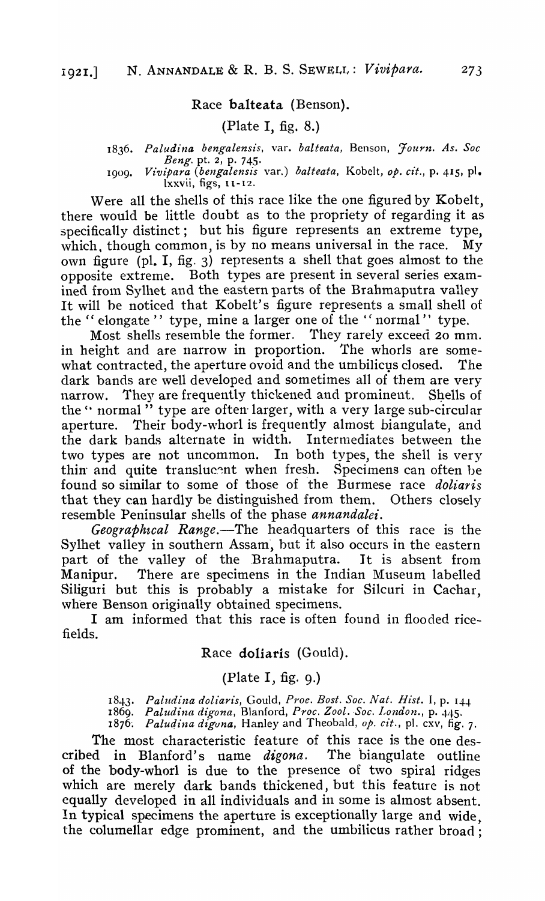### Race **balteata** (Benson).

(Plate I, fig. 8.)

1836. *Paludina bengalensis*, var. *balteata*, Benson, *Journ. As. Soc Beng.* pt. 2, p. 745.
1909. *Vivipara (bengalensis* var.) *balteata*, Kobelt, *op. cit.*, p. 415, pl. lxxvii, figs, 11-12.

Were all the shells of this race like the one figured by Kobelt, there would be little doubt as to the propriety of regarding it as specifically distinct; but his figure represents an extreme type, which, though common, is by no means universal in the race. My own figure (pl. I, fig. 3) represents a shell that goes almost to the opposite extreme. Both types are present in several series examined from Sylhet and the eastern parts of the Brahmaputra valley It will be noticed that Kobelt's figure represents a small shell of the "elongate" type, mine a larger one of the "normal" type.

Most shells resemble the former. They rarely exceed 20 mm. in height and are narrow in proportion. The whorls are somewhat contracted, the aperture ovoid and the umbilicus closed. The dark bands are well developed and sometimes all of them are very narrow. They are frequently thickened and prominent. Shells of the "normal" type are often larger, with a very large sub-circular aperture. Their body-whorl is frequently almost biangulate, and the dark bands alternate in width. Intermediates between the two types are not uncommon. In both types, the shell is very thin and quite translucent when fresh. Specimens can often be found so similar to some of those of the Burmese race *doliaris* that they can hardly be distinguished from them. Others closely resemble Peninsular shells of the phase *annandalei*.

*Geographical Range*.—The headquarters of this race is the Sylhet valley in southern Assam, but it also occurs in the eastern part of the valley of the Brahmaputra. It is absent from Manipur. There are specimens in the Indian Museum labelled Siliguri but this is probably a mistake for Silcuri in Cachar, where Benson originally obtained specimens.

I am informed that this race is often found in flooded rice-fields.

### Race **doliaris** (Gould).

(Plate I, fig. 9.)

1843. *Paludina doliaris*, Gould, *Proc. Bost. Soc. Nat. Hist.* I, p. 144
1869. *Paludina digona*, Blanford, *Proc. Zool. Soc. London.*, p. 445.
1876. *Paludina digona*, Hanley and Theobald, *op. cit.*, pl. cxv, fig. 7.

The most characteristic feature of this race is the one described in Blanford's name *digona*. The biangulate outline of the body-whorl is due to the presence of two spiral ridges which are merely dark bands thickened, but this feature is not equally developed in all individuals and in some is almost absent. In typical specimens the aperture is exceptionally large and wide, the columellar edge prominent, and the umbilicus rather broad;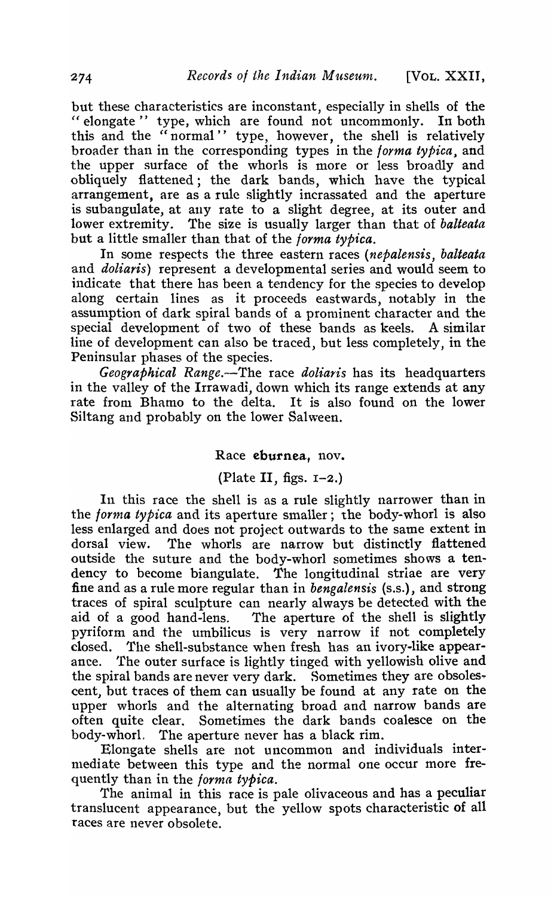but these characteristics are inconstant, especially in shells of the "elongate" type, which are found not uncommonly. In both this and the "normal" type, however, the shell is relatively broader than in the corresponding types in the *forma typica*, and the upper surface of the whorls is more or less broadly and obliquely flattened; the dark bands, which have the typical arrangement, are as a rule slightly incrassated and the aperture is subangulate, at any rate to a slight degree, at its outer and lower extremity. The size is usually larger than that of *balteata* but a little smaller than that of the *forma typica*.

In some respects the three eastern races (*nepalensis*, *balteata* and *doliaris*) represent a developmental series and would seem to indicate that there has been a tendency for the species to develop along certain lines as it proceeds eastwards, notably in the assumption of dark spiral bands of a prominent character and the special development of two of these bands as keels. A similar line of development can also be traced, but less completely, in the Peninsular phases of the species.

*Geographical Range.*—The race *doliaris* has its headquarters in the valley of the Irrawadi, down which its range extends at any rate from Bhamo to the delta. It is also found on the lower Siltang and probably on the lower Salween.

## Race **eburnea**, nov.

(Plate II, figs. 1–2.)

In this race the shell is as a rule slightly narrower than in the *forma typica* and its aperture smaller; the body-whorl is also less enlarged and does not project outwards to the same extent in dorsal view. The whorls are narrow but distinctly flattened outside the suture and the body-whorl sometimes shows a tendency to become biangulate. The longitudinal striae are very fine and as a rule more regular than in *bengalensis* (s.s.), and strong traces of spiral sculpture can nearly always be detected with the aid of a good hand-lens. The aperture of the shell is slightly pyriform and the umbilicus is very narrow if not completely closed. The shell-substance when fresh has an ivory-like appearance. The outer surface is lightly tinged with yellowish olive and the spiral bands are never very dark. Sometimes they are obsolescent, but traces of them can usually be found at any rate on the upper whorls and the alternating broad and narrow bands are often quite clear. Sometimes the dark bands coalesce on the body-whorl. The aperture never has a black rim.

Elongate shells are not uncommon and individuals intermediate between this type and the normal one occur more frequently than in the *forma typica*.

The animal in this race is pale olivaceous and has a peculiar translucent appearance, but the yellow spots characteristic of all races are never obsolete.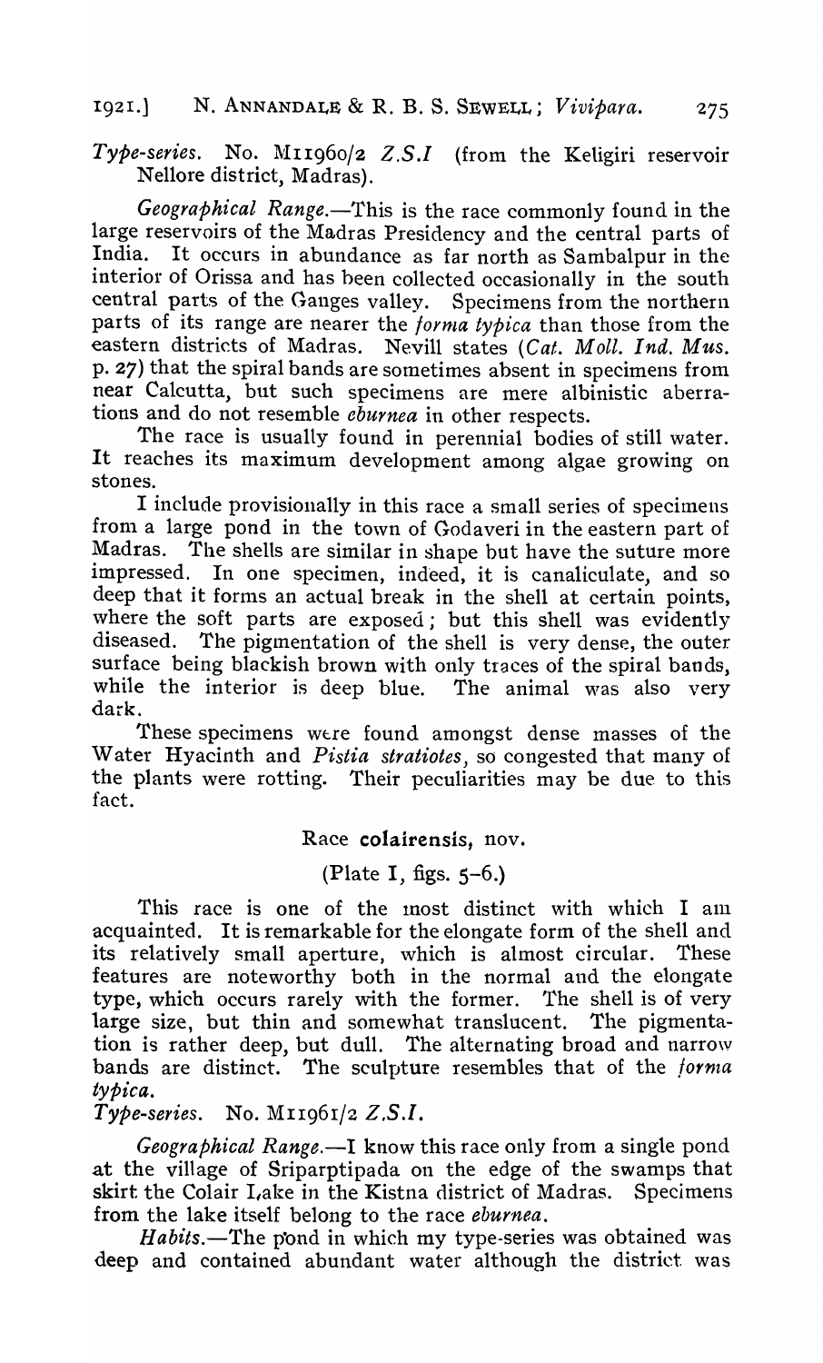*Type-series.* No. M11960/2 *Z.S.I* (from the Keligiri reservoir Nellore district, Madras).

*Geographical Range.*—This is the race commonly found in the large reservoirs of the Madras Presidency and the central parts of India. It occurs in abundance as far north as Sambalpur in the interior of Orissa and has been collected occasionally in the south central parts of the Ganges valley. Specimens from the northern parts of its range are nearer the *forma typica* than those from the eastern districts of Madras. Nevill states (*Cat. Moll. Ind. Mus.* p. 27) that the spiral bands are sometimes absent in specimens from near Calcutta, but such specimens are mere albinistic aberrations and do not resemble *eburnea* in other respects.

The race is usually found in perennial bodies of still water. It reaches its maximum development among algae growing on stones.

I include provisionally in this race a small series of specimens from a large pond in the town of Godaveri in the eastern part of Madras. The shells are similar in shape but have the suture more impressed. In one specimen, indeed, it is canaliculate, and so deep that it forms an actual break in the shell at certain points, where the soft parts are exposed; but this shell was evidently diseased. The pigmentation of the shell is very dense, the outer surface being blackish brown with only traces of the spiral bands, while the interior is deep blue. The animal was also very dark.

These specimens were found amongst dense masses of the Water Hyacinth and *Pistia stratiotes*, so congested that many of the plants were rotting. Their peculiarities may be due to this fact.

### Race **colairensis**, nov.

(Plate I, figs. 5–6.)

This race is one of the most distinct with which I am acquainted. It is remarkable for the elongate form of the shell and its relatively small aperture, which is almost circular. These features are noteworthy both in the normal and the elongate type, which occurs rarely with the former. The shell is of very large size, but thin and somewhat translucent. The pigmentation is rather deep, but dull. The alternating broad and narrow bands are distinct. The sculpture resembles that of the *forma typica*.

*Type-series.* No. M11961/2 *Z.S.I.*

*Geographical Range.*—I know this race only from a single pond at the village of Sriparptipada on the edge of the swamps that skirt the Colair Lake in the Kistna district of Madras. Specimens from the lake itself belong to the race *eburnea*.

*Habits.*—The pond in which my type-series was obtained was deep and contained abundant water although the district was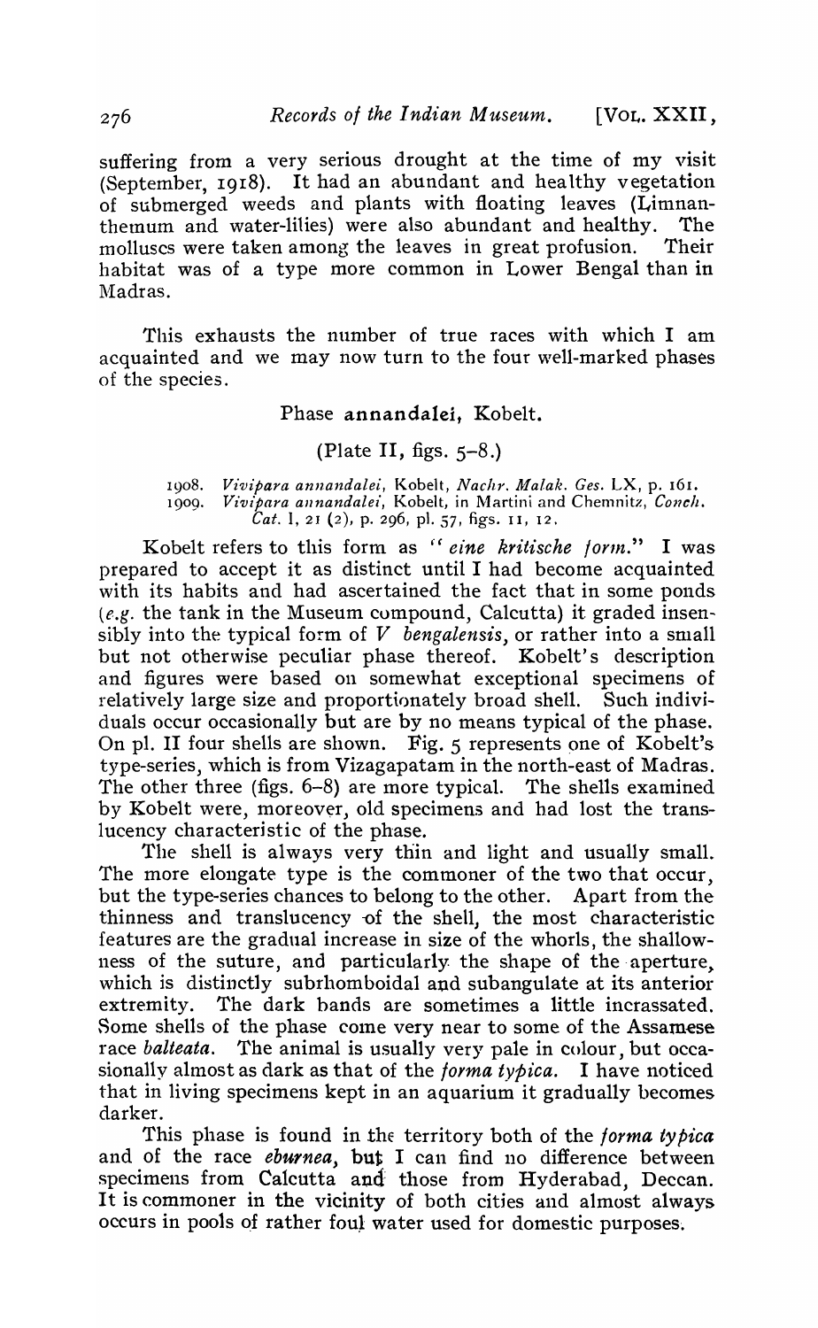suffering from a very serious drought at the time of my visit (September, 1918). It had an abundant and healthy vegetation of submerged weeds and plants with floating leaves (Limnanthemum and water-lilies) were also abundant and healthy. The molluscs were taken among the leaves in great profusion. Their habitat was of a type more common in Lower Bengal than in Madras.

This exhausts the number of true races with which I am acquainted and we may now turn to the four well-marked phases of the species.

### Phase annandalei, Kobelt.

(Plate II, figs. 5–8.)

1908. *Vivipara annandalei*, Kobelt, *Nachr. Malak. Ges.* LX, p. 161.
1909. *Vivipara annandalei*, Kobelt, in Martini and Chemnitz, *Conch. Cat.* I, 21 (2), p. 296, pl. 57, figs. 11, 12.

Kobelt refers to this form as "*eine kritische form.*" I was prepared to accept it as distinct until I had become acquainted with its habits and had ascertained the fact that in some ponds (*e.g.* the tank in the Museum compound, Calcutta) it graded insensibly into the typical form of *V bengalensis*, or rather into a small but not otherwise peculiar phase thereof. Kobelt's description and figures were based on somewhat exceptional specimens of relatively large size and proportionately broad shell. Such individuals occur occasionally but are by no means typical of the phase. On pl. II four shells are shown. Fig. 5 represents one of Kobelt's type-series, which is from Vizagapatam in the north-east of Madras. The other three (figs. 6–8) are more typical. The shells examined by Kobelt were, moreover, old specimens and had lost the translucency characteristic of the phase.

The shell is always very thin and light and usually small. The more elongate type is the commoner of the two that occur, but the type-series chances to belong to the other. Apart from the thinness and translucency of the shell, the most characteristic features are the gradual increase in size of the whorls, the shallowness of the suture, and particularly the shape of the aperture, which is distinctly subrhomboidal and subangulate at its anterior extremity. The dark bands are sometimes a little incrassated. Some shells of the phase come very near to some of the Assamese race *balteata*. The animal is usually very pale in colour, but occasionally almost as dark as that of the *forma typica*. I have noticed that in living specimens kept in an aquarium it gradually becomes darker.

This phase is found in the territory both of the *forma typica* and of the race *eburnea*, but I can find no difference between specimens from Calcutta and those from Hyderabad, Deccan. It is commoner in the vicinity of both cities and almost always occurs in pools of rather foul water used for domestic purposes.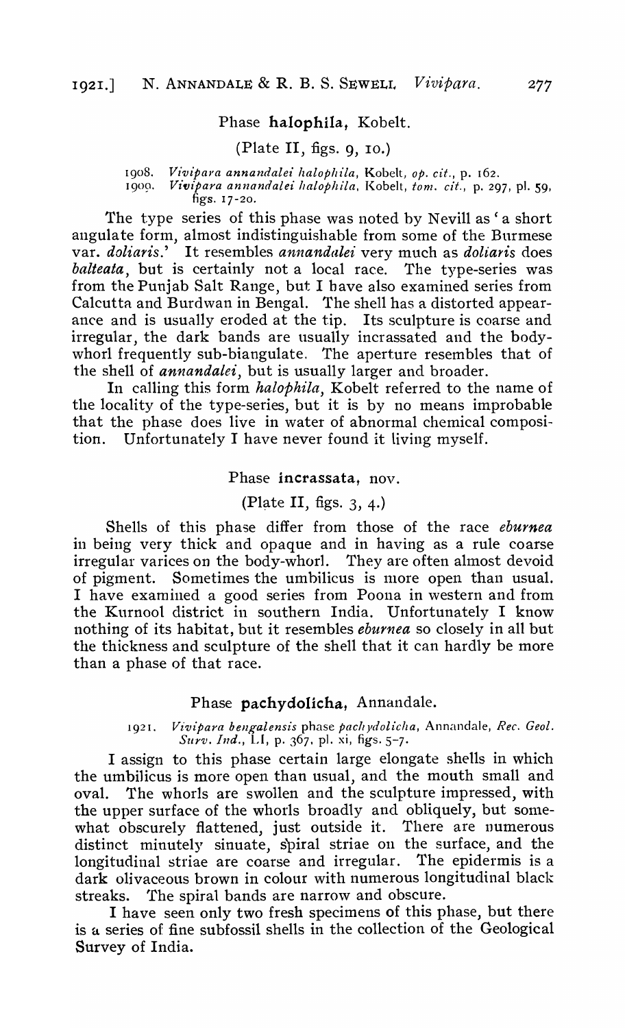### Phase **halophila**, Kobelt.

(Plate II, figs. 9, 10.)

1908. *Vivipara annandalei halophila*, Kobelt, *op. cit.*, p. 162.
1909. *Vivipara annandalei halophila*, Kobelt, *tom. cit.*, p. 297, pl. 59, figs. 17-20.

The type series of this phase was noted by Nevill as 'a short angulate form, almost indistinguishable from some of the Burmese var. *doliaris*.' It resembles *annandalei* very much as *doliaris* does *balteata*, but is certainly not a local race. The type-series was from the Punjab Salt Range, but I have also examined series from Calcutta and Burdwan in Bengal. The shell has a distorted appearance and is usually eroded at the tip. Its sculpture is coarse and irregular, the dark bands are usually incrassated and the body-whorl frequently sub-biangulate. The aperture resembles that of the shell of *annandalei*, but is usually larger and broader.

In calling this form *halophila*, Kobelt referred to the name of the locality of the type-series, but it is by no means improbable that the phase does live in water of abnormal chemical composition. Unfortunately I have never found it living myself.

### Phase **incrassata**, nov.

(Plate II, figs. 3, 4.)

Shells of this phase differ from those of the race *eburnea* in being very thick and opaque and in having as a rule coarse irregular varices on the body-whorl. They are often almost devoid of pigment. Sometimes the umbilicus is more open than usual. I have examined a good series from Poona in western and from the Kurnool district in southern India. Unfortunately I know nothing of its habitat, but it resembles *eburnea* so closely in all but the thickness and sculpture of the shell that it can hardly be more than a phase of that race.

### Phase **pachydolicha**, Annandale.

1921. *Vivipara bengalensis* phase *pachydolicha*, Annandale, *Rec. Geol. Surv. Ind.*, LI, p. 367, pl. xi, figs. 5-7.

I assign to this phase certain large elongate shells in which the umbilicus is more open than usual, and the mouth small and oval. The whorls are swollen and the sculpture impressed, with the upper surface of the whorls broadly and obliquely, but somewhat obscurely flattened, just outside it. There are numerous distinct minutely sinuate, spiral striae on the surface, and the longitudinal striae are coarse and irregular. The epidermis is a dark olivaceous brown in colour with numerous longitudinal black streaks. The spiral bands are narrow and obscure.

I have seen only two fresh specimens of this phase, but there is a series of fine subfossil shells in the collection of the Geological Survey of India.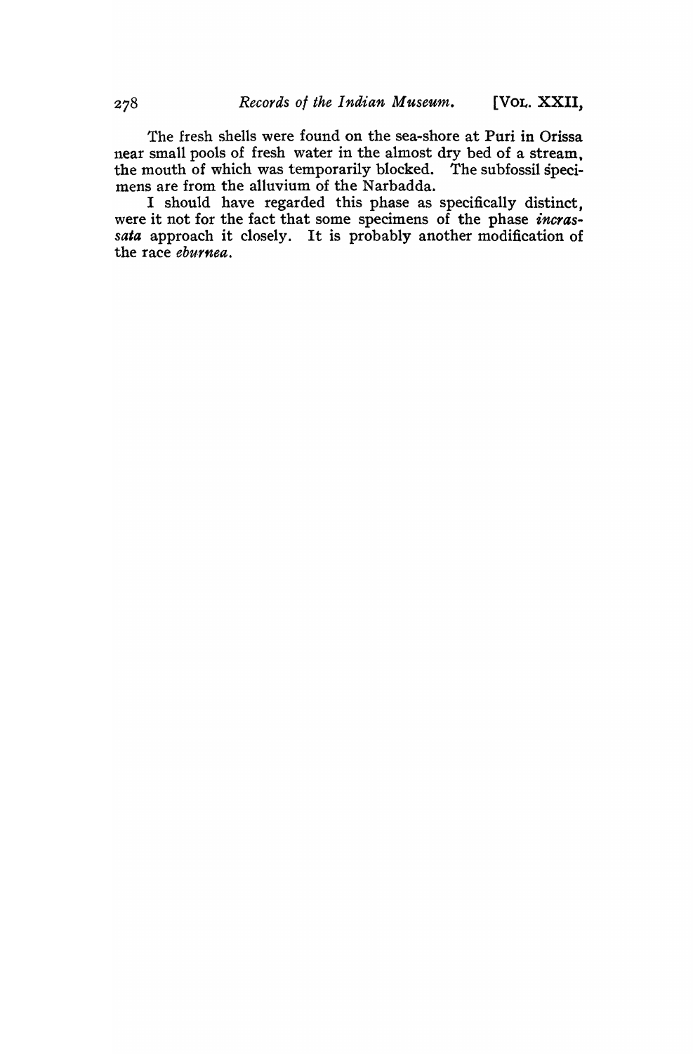The fresh shells were found on the sea-shore at Puri in Orissa near small pools of fresh water in the almost dry bed of a stream, the mouth of which was temporarily blocked. The subfossil specimens are from the alluvium of the Narbadda.

I should have regarded this phase as specifically distinct, were it not for the fact that some specimens of the phase *incrassata* approach it closely. It is probably another modification of the race *eburnea*.